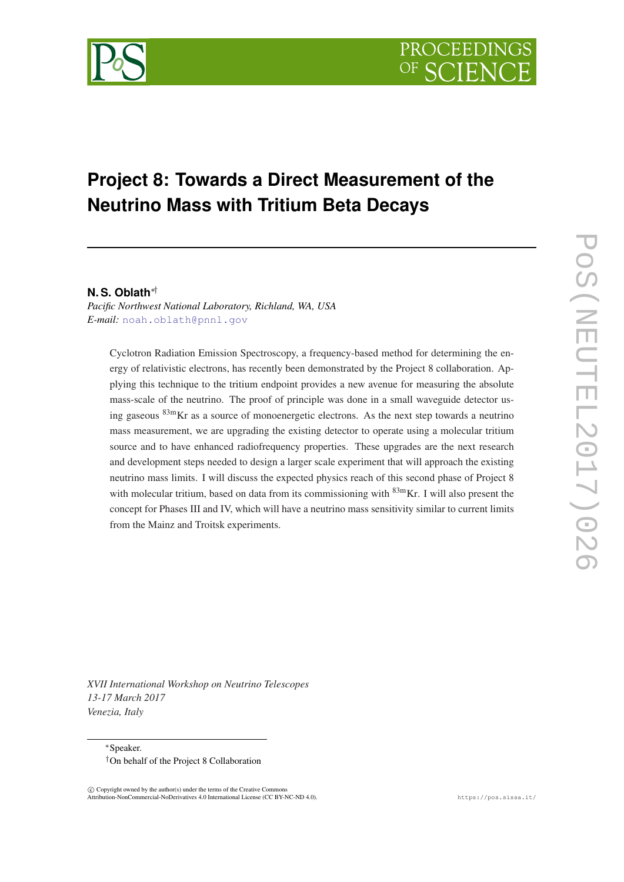# Project 8: Towards a Direct Measurement of the Neutrino Mass with Tritium Beta Decays

**N. S. Oblath**[*†]

*Pacific Northwest National Laboratory, Richland, WA, USA*
*E-mail:* noah.oblath@pnnl.gov

Cyclotron Radiation Emission Spectroscopy, a frequency-based method for determining the energy of relativistic electrons, has recently been demonstrated by the Project 8 collaboration. Applying this technique to the tritium endpoint provides a new avenue for measuring the absolute mass-scale of the neutrino. The proof of principle was done in a small waveguide detector using gaseous $^{83m}$Kr as a source of monoenergetic electrons. As the next step towards a neutrino mass measurement, we are upgrading the existing detector to operate using a molecular tritium source and to have enhanced radiofrequency properties. These upgrades are the next research and development steps needed to design a larger scale experiment that will approach the existing neutrino mass limits. I will discuss the expected physics reach of this second phase of Project 8 with molecular tritium, based on data from its commissioning with $^{83m}$Kr. I will also present the concept for Phases III and IV, which will have a neutrino mass sensitivity similar to current limits from the Mainz and Troitsk experiments.

*XVII International Workshop on Neutrino Telescopes*
*13-17 March 2017*
*Venezia, Italy*

[*] Speaker.
[†] On behalf of the Project 8 Collaboration

© Copyright owned by the author(s) under the terms of the Creative Commons Attribution-NonCommercial-NoDerivatives 4.0 International License (CC BY-NC-ND 4.0).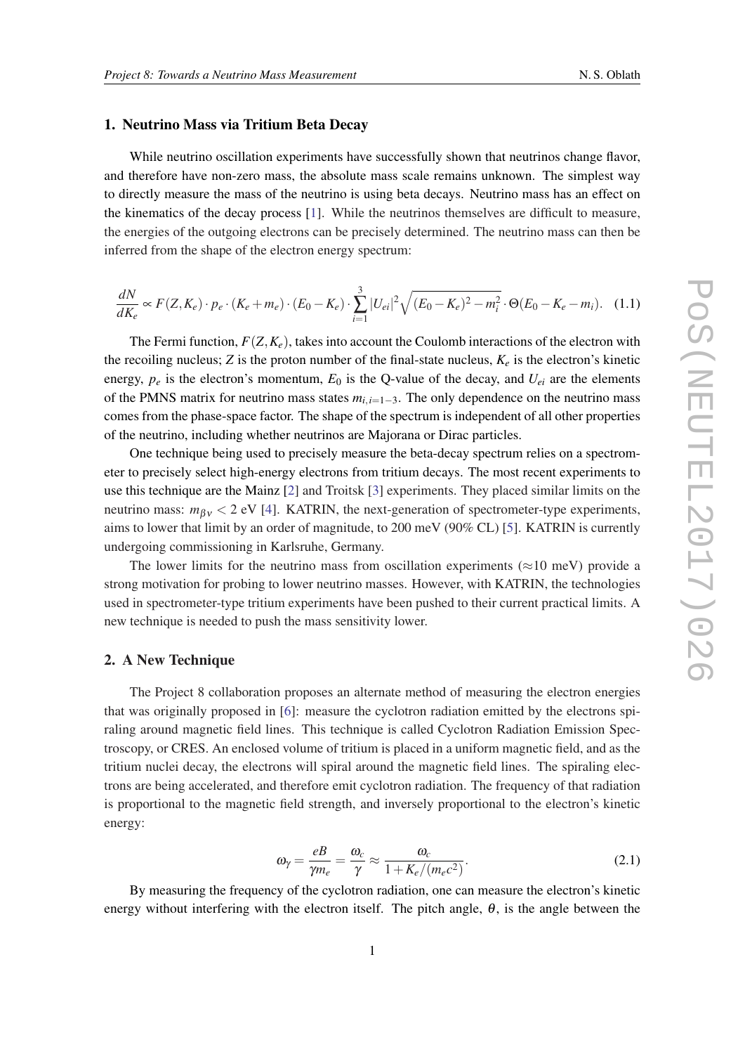## 1. Neutrino Mass via Tritium Beta Decay

While neutrino oscillation experiments have successfully shown that neutrinos change flavor, and therefore have non-zero mass, the absolute mass scale remains unknown. The simplest way to directly measure the mass of the neutrino is using beta decays. Neutrino mass has an effect on the kinematics of the decay process [1]. While the neutrinos themselves are difficult to measure, the energies of the outgoing electrons can be precisely determined. The neutrino mass can then be inferred from the shape of the electron energy spectrum:

$$\frac{dN}{dK_e} \propto F(Z,K_e) \cdot p_e \cdot (K_e + m_e) \cdot (E_0 - K_e) \cdot \sum_{i=1}^{3} |U_{ei}|^2 \sqrt{(E_0 - K_e)^2 - m_i^2} \cdot \Theta(E_0 - K_e - m_i). \quad (1.1)$$

The Fermi function, $F(Z,K_e)$, takes into account the Coulomb interactions of the electron with the recoiling nucleus; $Z$ is the proton number of the final-state nucleus, $K_e$ is the electron's kinetic energy, $p_e$ is the electron's momentum, $E_0$ is the Q-value of the decay, and $U_{ei}$ are the elements of the PMNS matrix for neutrino mass states $m_{i,i=1-3}$. The only dependence on the neutrino mass comes from the phase-space factor. The shape of the spectrum is independent of all other properties of the neutrino, including whether neutrinos are Majorana or Dirac particles.

One technique being used to precisely measure the beta-decay spectrum relies on a spectrometer to precisely select high-energy electrons from tritium decays. The most recent experiments to use this technique are the Mainz [2] and Troitsk [3] experiments. They placed similar limits on the neutrino mass: $m_{\beta\nu} < 2$ eV [4]. KATRIN, the next-generation of spectrometer-type experiments, aims to lower that limit by an order of magnitude, to 200 meV (90% CL) [5]. KATRIN is currently undergoing commissioning in Karlsruhe, Germany.

The lower limits for the neutrino mass from oscillation experiments ($\approx$10 meV) provide a strong motivation for probing to lower neutrino masses. However, with KATRIN, the technologies used in spectrometer-type tritium experiments have been pushed to their current practical limits. A new technique is needed to push the mass sensitivity lower.

## 2. A New Technique

The Project 8 collaboration proposes an alternate method of measuring the electron energies that was originally proposed in [6]: measure the cyclotron radiation emitted by the electrons spiraling around magnetic field lines. This technique is called Cyclotron Radiation Emission Spectroscopy, or CRES. An enclosed volume of tritium is placed in a uniform magnetic field, and as the tritium nuclei decay, the electrons will spiral around the magnetic field lines. The spiraling electrons are being accelerated, and therefore emit cyclotron radiation. The frequency of that radiation is proportional to the magnetic field strength, and inversely proportional to the electron's kinetic energy:

$$\omega_\gamma = \frac{eB}{\gamma m_e} = \frac{\omega_c}{\gamma} \approx \frac{\omega_c}{1 + K_e/(m_e c^2)}. \quad (2.1)$$

By measuring the frequency of the cyclotron radiation, one can measure the electron's kinetic energy without interfering with the electron itself. The pitch angle, $\theta$, is the angle between the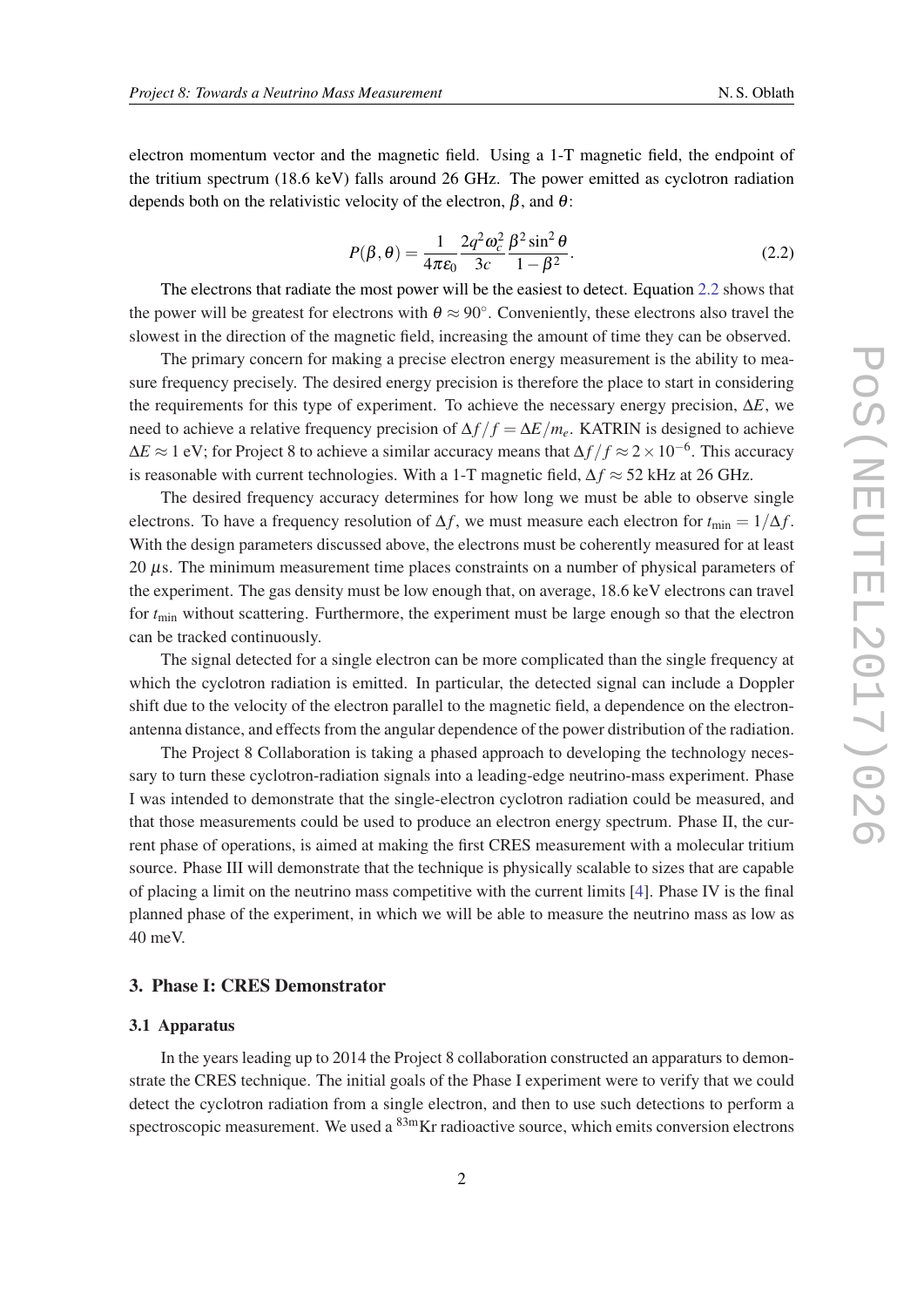electron momentum vector and the magnetic field. Using a 1-T magnetic field, the endpoint of the tritium spectrum (18.6 keV) falls around 26 GHz. The power emitted as cyclotron radiation depends both on the relativistic velocity of the electron, $\beta$, and $\theta$:

$$P(\beta, \theta) = \frac{1}{4\pi\varepsilon_0} \frac{2q^2\omega_c^2}{3c} \frac{\beta^2 \sin^2\theta}{1-\beta^2}. \tag{2.2}$$

The electrons that radiate the most power will be the easiest to detect. Equation 2.2 shows that the power will be greatest for electrons with $\theta \approx 90^\circ$. Conveniently, these electrons also travel the slowest in the direction of the magnetic field, increasing the amount of time they can be observed.

The primary concern for making a precise electron energy measurement is the ability to measure frequency precisely. The desired energy precision is therefore the place to start in considering the requirements for this type of experiment. To achieve the necessary energy precision, $\Delta E$, we need to achieve a relative frequency precision of $\Delta f/f = \Delta E/m_e$. KATRIN is designed to achieve $\Delta E \approx 1$ eV; for Project 8 to achieve a similar accuracy means that $\Delta f/f \approx 2\times10^{-6}$. This accuracy is reasonable with current technologies. With a 1-T magnetic field, $\Delta f \approx 52$ kHz at 26 GHz.

The desired frequency accuracy determines for how long we must be able to observe single electrons. To have a frequency resolution of $\Delta f$, we must measure each electron for $t_{\mathrm{min}} = 1/\Delta f$. With the design parameters discussed above, the electrons must be coherently measured for at least 20 $\mu$s. The minimum measurement time places constraints on a number of physical parameters of the experiment. The gas density must be low enough that, on average, 18.6 keV electrons can travel for $t_{\mathrm{min}}$ without scattering. Furthermore, the experiment must be large enough so that the electron can be tracked continuously.

The signal detected for a single electron can be more complicated than the single frequency at which the cyclotron radiation is emitted. In particular, the detected signal can include a Doppler shift due to the velocity of the electron parallel to the magnetic field, a dependence on the electron-antenna distance, and effects from the angular dependence of the power distribution of the radiation.

The Project 8 Collaboration is taking a phased approach to developing the technology necessary to turn these cyclotron-radiation signals into a leading-edge neutrino-mass experiment. Phase I was intended to demonstrate that the single-electron cyclotron radiation could be measured, and that those measurements could be used to produce an electron energy spectrum. Phase II, the current phase of operations, is aimed at making the first CRES measurement with a molecular tritium source. Phase III will demonstrate that the technique is physically scalable to sizes that are capable of placing a limit on the neutrino mass competitive with the current limits [4]. Phase IV is the final planned phase of the experiment, in which we will be able to measure the neutrino mass as low as 40 meV.

## 3. Phase I: CRES Demonstrator

### 3.1 Apparatus

In the years leading up to 2014 the Project 8 collaboration constructed an apparatus to demonstrate the CRES technique. The initial goals of the Phase I experiment were to verify that we could detect the cyclotron radiation from a single electron, and then to use such detections to perform a spectroscopic measurement. We used a $^{83\mathrm{m}}$Kr radioactive source, which emits conversion electrons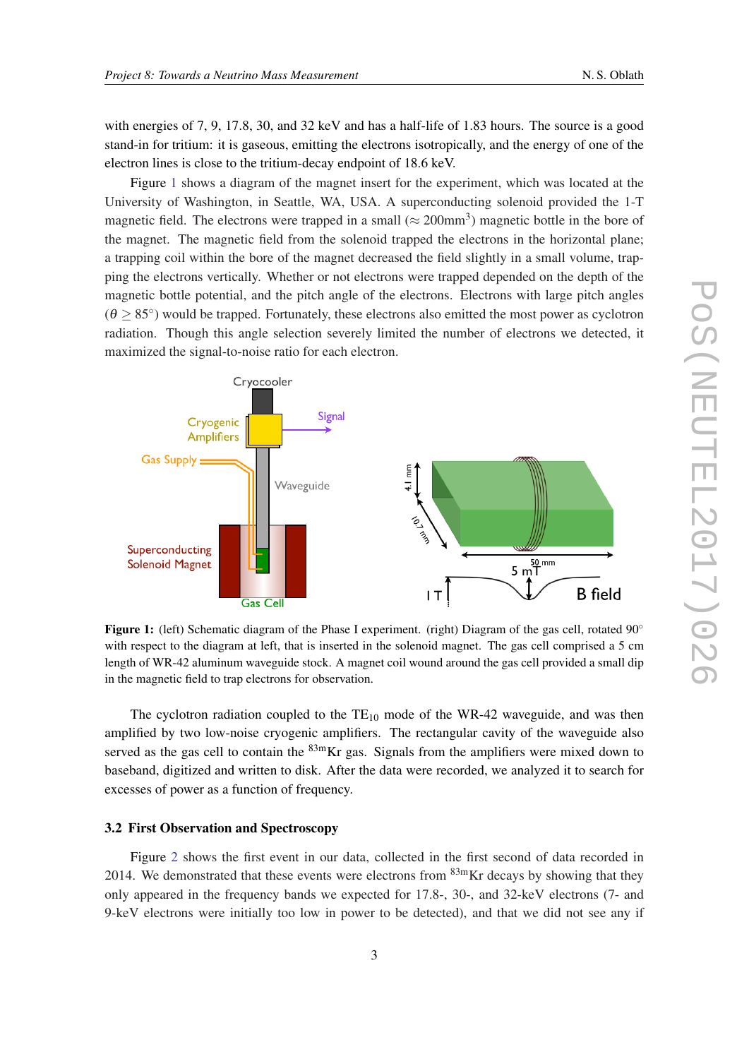with energies of 7, 9, 17.8, 30, and 32 keV and has a half-life of 1.83 hours. The source is a good stand-in for tritium: it is gaseous, emitting the electrons isotropically, and the energy of one of the electron lines is close to the tritium-decay endpoint of 18.6 keV.

Figure 1 shows a diagram of the magnet insert for the experiment, which was located at the University of Washington, in Seattle, WA, USA. A superconducting solenoid provided the 1-T magnetic field. The electrons were trapped in a small ($\approx$ 200mm$^3$) magnetic bottle in the bore of the magnet. The magnetic field from the solenoid trapped the electrons in the horizontal plane; a trapping coil within the bore of the magnet decreased the field slightly in a small volume, trapping the electrons vertically. Whether or not electrons were trapped depended on the depth of the magnetic bottle potential, and the pitch angle of the electrons. Electrons with large pitch angles ($\theta \geq 85^\circ$) would be trapped. Fortunately, these electrons also emitted the most power as cyclotron radiation. Though this angle selection severely limited the number of electrons we detected, it maximized the signal-to-noise ratio for each electron.

**Figure 1:** (left) Schematic diagram of the Phase I experiment. (right) Diagram of the gas cell, rotated 90° with respect to the diagram at left, that is inserted in the solenoid magnet. The gas cell comprised a 5 cm length of WR-42 aluminum waveguide stock. A magnet coil wound around the gas cell provided a small dip in the magnetic field to trap electrons for observation.

The cyclotron radiation coupled to the $TE_{10}$ mode of the WR-42 waveguide, and was then amplified by two low-noise cryogenic amplifiers. The rectangular cavity of the waveguide also served as the gas cell to contain the $^{83m}$Kr gas. Signals from the amplifiers were mixed down to baseband, digitized and written to disk. After the data were recorded, we analyzed it to search for excesses of power as a function of frequency.

### 3.2 First Observation and Spectroscopy

Figure 2 shows the first event in our data, collected in the first second of data recorded in 2014. We demonstrated that these events were electrons from $^{83m}$Kr decays by showing that they only appeared in the frequency bands we expected for 17.8-, 30-, and 32-keV electrons (7- and 9-keV electrons were initially too low in power to be detected), and that we did not see any if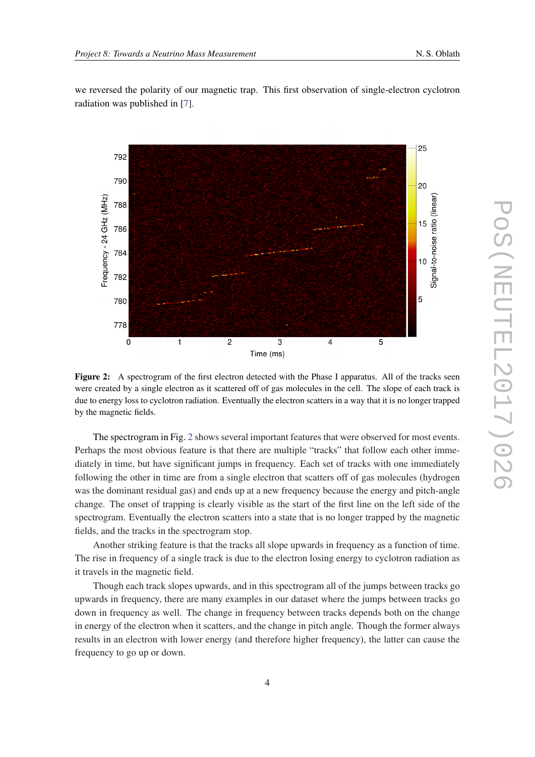we reversed the polarity of our magnetic trap. This first observation of single-electron cyclotron radiation was published in [7].

**Figure 2:** A spectrogram of the first electron detected with the Phase I apparatus. All of the tracks seen were created by a single electron as it scattered off of gas molecules in the cell. The slope of each track is due to energy loss to cyclotron radiation. Eventually the electron scatters in a way that it is no longer trapped by the magnetic fields.

The spectrogram in Fig. 2 shows several important features that were observed for most events. Perhaps the most obvious feature is that there are multiple "tracks" that follow each other immediately in time, but have significant jumps in frequency. Each set of tracks with one immediately following the other in time are from a single electron that scatters off of gas molecules (hydrogen was the dominant residual gas) and ends up at a new frequency because the energy and pitch-angle change. The onset of trapping is clearly visible as the start of the first line on the left side of the spectrogram. Eventually the electron scatters into a state that is no longer trapped by the magnetic fields, and the tracks in the spectrogram stop.

Another striking feature is that the tracks all slope upwards in frequency as a function of time. The rise in frequency of a single track is due to the electron losing energy to cyclotron radiation as it travels in the magnetic field.

Though each track slopes upwards, and in this spectrogram all of the jumps between tracks go upwards in frequency, there are many examples in our dataset where the jumps between tracks go down in frequency as well. The change in frequency between tracks depends both on the change in energy of the electron when it scatters, and the change in pitch angle. Though the former always results in an electron with lower energy (and therefore higher frequency), the latter can cause the frequency to go up or down.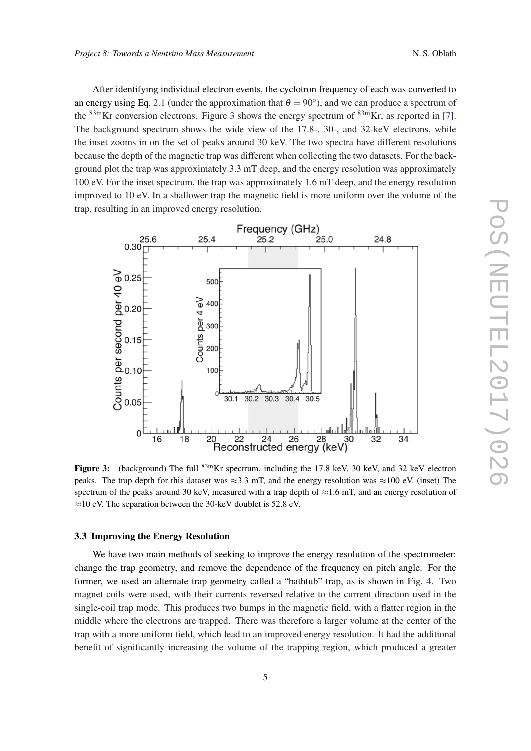After identifying individual electron events, the cyclotron frequency of each was converted to an energy using Eq. 2.1 (under the approximation that $\theta = 90^\circ$), and we can produce a spectrum of the $^{83m}$Kr conversion electrons. Figure 3 shows the energy spectrum of $^{83m}$Kr, as reported in [7]. The background spectrum shows the wide view of the 17.8-, 30-, and 32-keV electrons, while the inset zooms in on the set of peaks around 30 keV. The two spectra have different resolutions because the depth of the magnetic trap was different when collecting the two datasets. For the background plot the trap was approximately 3.3 mT deep, and the energy resolution was approximately 100 eV. For the inset spectrum, the trap was approximately 1.6 mT deep, and the energy resolution improved to 10 eV. In a shallower trap the magnetic field is more uniform over the volume of the trap, resulting in an improved energy resolution.

**Figure 3:** (background) The full $^{83m}$Kr spectrum, including the 17.8 keV, 30 keV, and 32 keV electron peaks. The trap depth for this dataset was $\approx$3.3 mT, and the energy resolution was $\approx$100 eV. (inset) The spectrum of the peaks around 30 keV, measured with a trap depth of $\approx$1.6 mT, and an energy resolution of $\approx$10 eV. The separation between the 30-keV doublet is 52.8 eV.

### 3.3 Improving the Energy Resolution

We have two main methods of seeking to improve the energy resolution of the spectrometer: change the trap geometry, and remove the dependence of the frequency on pitch angle. For the former, we used an alternate trap geometry called a "bathtub" trap, as is shown in Fig. 4. Two magnet coils were used, with their currents reversed relative to the current direction used in the single-coil trap mode. This produces two bumps in the magnetic field, with a flatter region in the middle where the electrons are trapped. There was therefore a larger volume at the center of the trap with a more uniform field, which lead to an improved energy resolution. It had the additional benefit of significantly increasing the volume of the trapping region, which produced a greater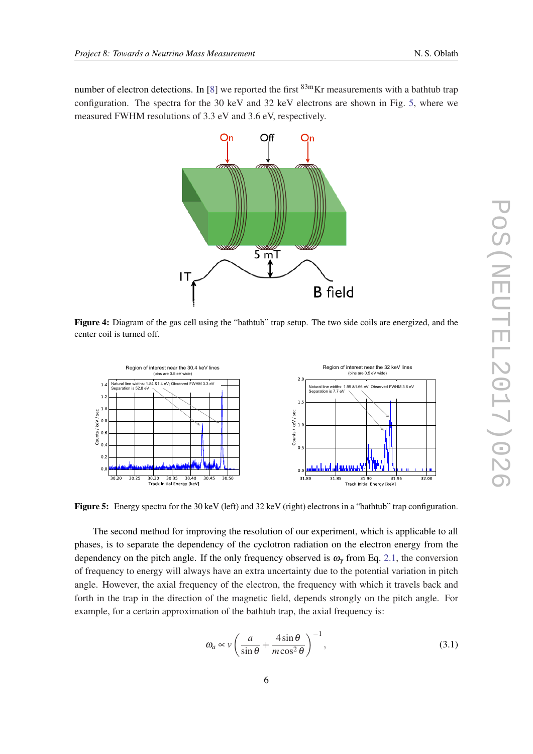number of electron detections. In [8] we reported the first $^{83m}$Kr measurements with a bathtub trap configuration. The spectra for the 30 keV and 32 keV electrons are shown in Fig. 5, where we measured FWHM resolutions of 3.3 eV and 3.6 eV, respectively.

**Figure 4:** Diagram of the gas cell using the "bathtub" trap setup. The two side coils are energized, and the center coil is turned off.

**Figure 5:** Energy spectra for the 30 keV (left) and 32 keV (right) electrons in a "bathtub" trap configuration.

The second method for improving the resolution of our experiment, which is applicable to all phases, is to separate the dependency of the cyclotron radiation on the electron energy from the dependency on the pitch angle. If the only frequency observed is $\omega_\gamma$ from Eq. 2.1, the conversion of frequency to energy will always have an extra uncertainty due to the potential variation in pitch angle. However, the axial frequency of the electron, the frequency with which it travels back and forth in the trap in the direction of the magnetic field, depends strongly on the pitch angle. For example, for a certain approximation of the bathtub trap, the axial frequency is:

$$\omega_a \propto v \left( \frac{a}{\sin\theta} + \frac{4\sin\theta}{m\cos^2\theta} \right)^{-1}, \tag{3.1}$$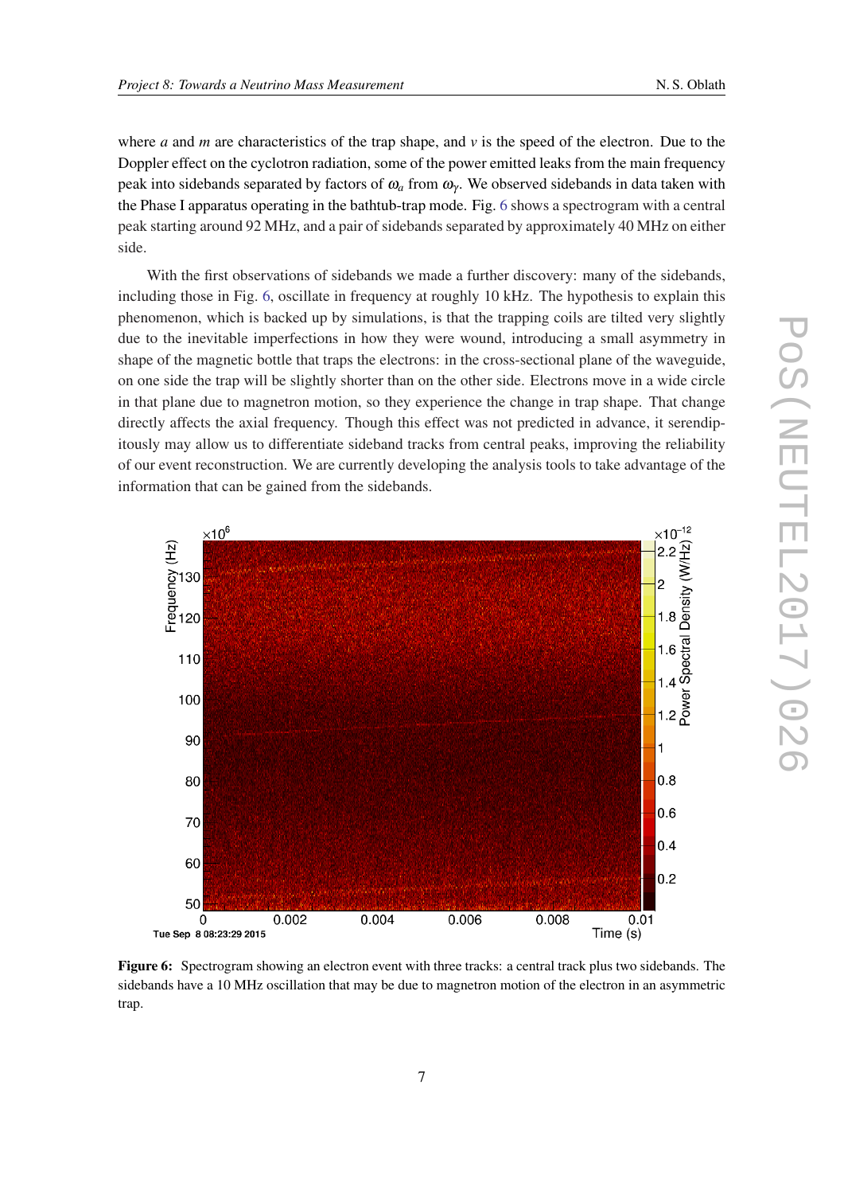where $a$ and $m$ are characteristics of the trap shape, and $v$ is the speed of the electron. Due to the Doppler effect on the cyclotron radiation, some of the power emitted leaks from the main frequency peak into sidebands separated by factors of $\omega_a$ from $\omega_\gamma$. We observed sidebands in data taken with the Phase I apparatus operating in the bathtub-trap mode. Fig. 6 shows a spectrogram with a central peak starting around 92 MHz, and a pair of sidebands separated by approximately 40 MHz on either side.

With the first observations of sidebands we made a further discovery: many of the sidebands, including those in Fig. 6, oscillate in frequency at roughly 10 kHz. The hypothesis to explain this phenomenon, which is backed up by simulations, is that the trapping coils are tilted very slightly due to the inevitable imperfections in how they were wound, introducing a small asymmetry in shape of the magnetic bottle that traps the electrons: in the cross-sectional plane of the waveguide, on one side the trap will be slightly shorter than on the other side. Electrons move in a wide circle in that plane due to magnetron motion, so they experience the change in trap shape. That change directly affects the axial frequency. Though this effect was not predicted in advance, it serendipitously may allow us to differentiate sideband tracks from central peaks, improving the reliability of our event reconstruction. We are currently developing the analysis tools to take advantage of the information that can be gained from the sidebands.

**Figure 6:** Spectrogram showing an electron event with three tracks: a central track plus two sidebands. The sidebands have a 10 MHz oscillation that may be due to magnetron motion of the electron in an asymmetric trap.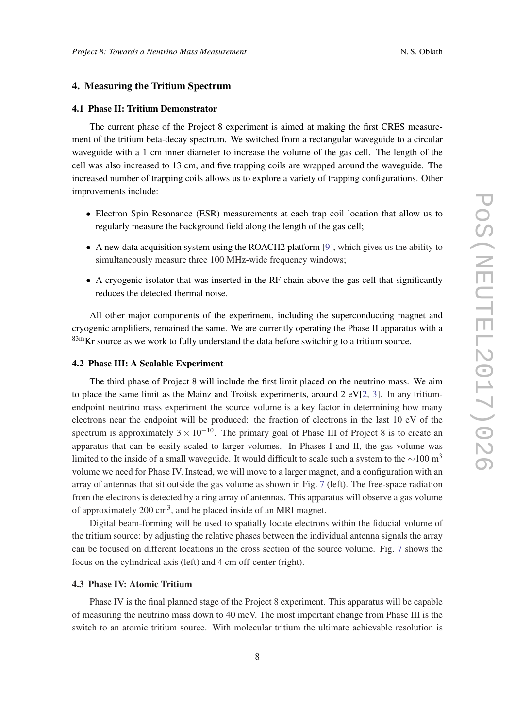## 4. Measuring the Tritium Spectrum

### 4.1 Phase II: Tritium Demonstrator

The current phase of the Project 8 experiment is aimed at making the first CRES measurement of the tritium beta-decay spectrum. We switched from a rectangular waveguide to a circular waveguide with a 1 cm inner diameter to increase the volume of the gas cell. The length of the cell was also increased to 13 cm, and five trapping coils are wrapped around the waveguide. The increased number of trapping coils allows us to explore a variety of trapping configurations. Other improvements include:

- Electron Spin Resonance (ESR) measurements at each trap coil location that allow us to regularly measure the background field along the length of the gas cell;
- A new data acquisition system using the ROACH2 platform [9], which gives us the ability to simultaneously measure three 100 MHz-wide frequency windows;
- A cryogenic isolator that was inserted in the RF chain above the gas cell that significantly reduces the detected thermal noise.

All other major components of the experiment, including the superconducting magnet and cryogenic amplifiers, remained the same. We are currently operating the Phase II apparatus with a $^{83m}$Kr source as we work to fully understand the data before switching to a tritium source.

### 4.2 Phase III: A Scalable Experiment

The third phase of Project 8 will include the first limit placed on the neutrino mass. We aim to place the same limit as the Mainz and Troitsk experiments, around 2 eV[2, 3]. In any tritium-endpoint neutrino mass experiment the source volume is a key factor in determining how many electrons near the endpoint will be produced: the fraction of electrons in the last 10 eV of the spectrum is approximately $3 \times 10^{-10}$. The primary goal of Phase III of Project 8 is to create an apparatus that can be easily scaled to larger volumes. In Phases I and II, the gas volume was limited to the inside of a small waveguide. It would difficult to scale such a system to the $\sim$100 m$^3$ volume we need for Phase IV. Instead, we will move to a larger magnet, and a configuration with an array of antennas that sit outside the gas volume as shown in Fig. 7 (left). The free-space radiation from the electrons is detected by a ring array of antennas. This apparatus will observe a gas volume of approximately 200 cm$^3$, and be placed inside of an MRI magnet.

Digital beam-forming will be used to spatially locate electrons within the fiducial volume of the tritium source: by adjusting the relative phases between the individual antenna signals the array can be focused on different locations in the cross section of the source volume. Fig. 7 shows the focus on the cylindrical axis (left) and 4 cm off-center (right).

### 4.3 Phase IV: Atomic Tritium

Phase IV is the final planned stage of the Project 8 experiment. This apparatus will be capable of measuring the neutrino mass down to 40 meV. The most important change from Phase III is the switch to an atomic tritium source. With molecular tritium the ultimate achievable resolution is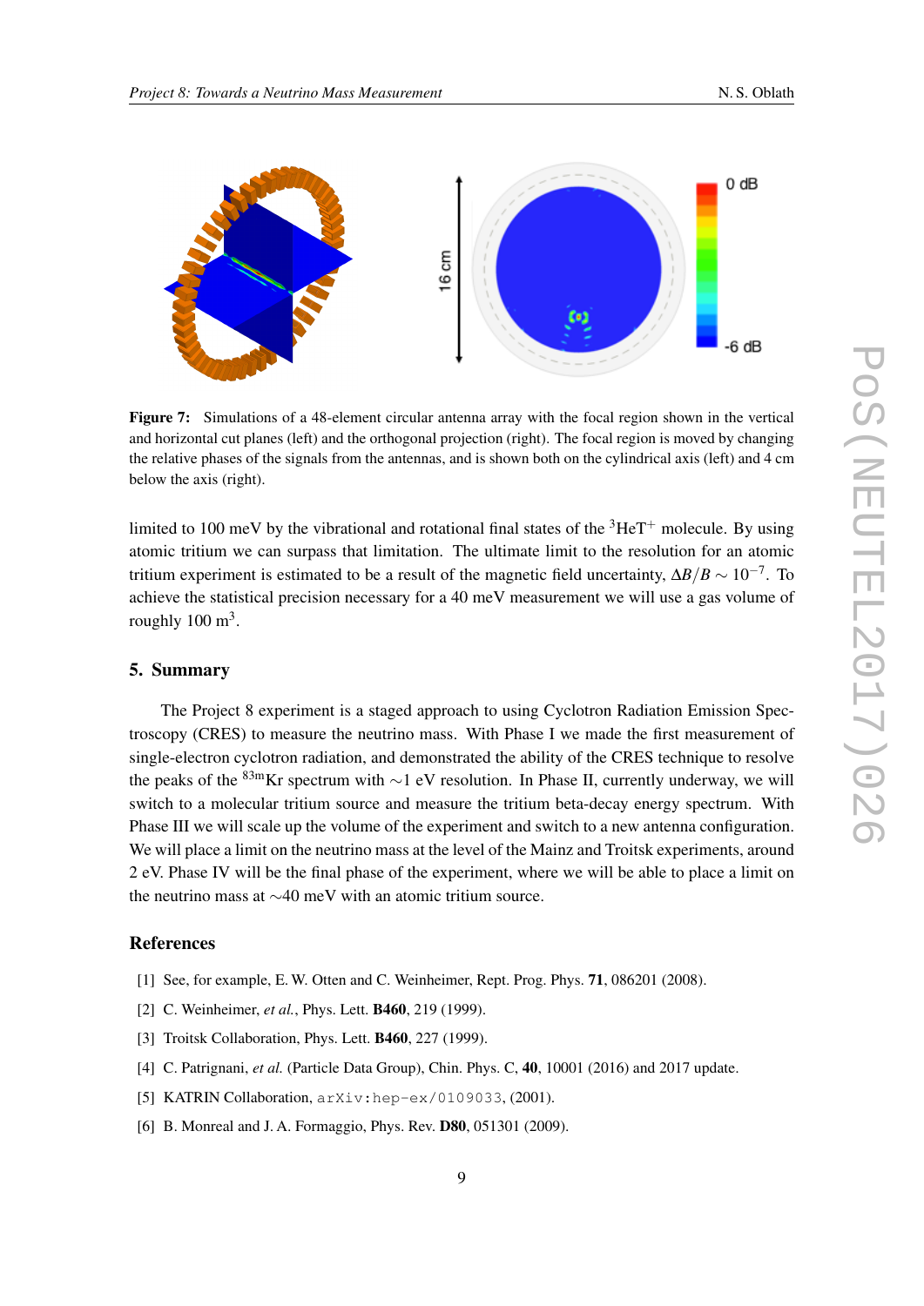**Figure 7:** Simulations of a 48-element circular antenna array with the focal region shown in the vertical and horizontal cut planes (left) and the orthogonal projection (right). The focal region is moved by changing the relative phases of the signals from the antennas, and is shown both on the cylindrical axis (left) and 4 cm below the axis (right).

limited to 100 meV by the vibrational and rotational final states of the $^3$HeT$^+$ molecule. By using atomic tritium we can surpass that limitation. The ultimate limit to the resolution for an atomic tritium experiment is estimated to be a result of the magnetic field uncertainty, $\Delta B/B \sim 10^{-7}$. To achieve the statistical precision necessary for a 40 meV measurement we will use a gas volume of roughly 100 m$^3$.

## 5. Summary

The Project 8 experiment is a staged approach to using Cyclotron Radiation Emission Spectroscopy (CRES) to measure the neutrino mass. With Phase I we made the first measurement of single-electron cyclotron radiation, and demonstrated the ability of the CRES technique to resolve the peaks of the $^{83\text{m}}$Kr spectrum with $\sim$1 eV resolution. In Phase II, currently underway, we will switch to a molecular tritium source and measure the tritium beta-decay energy spectrum. With Phase III we will scale up the volume of the experiment and switch to a new antenna configuration. We will place a limit on the neutrino mass at the level of the Mainz and Troitsk experiments, around 2 eV. Phase IV will be the final phase of the experiment, where we will be able to place a limit on the neutrino mass at $\sim$40 meV with an atomic tritium source.

## References

[1] See, for example, E. W. Otten and C. Weinheimer, Rept. Prog. Phys. **71**, 086201 (2008).

[2] C. Weinheimer, *et al.*, Phys. Lett. **B460**, 219 (1999).

[3] Troitsk Collaboration, Phys. Lett. **B460**, 227 (1999).

[4] C. Patrignani, *et al.* (Particle Data Group), Chin. Phys. C, **40**, 10001 (2016) and 2017 update.

[5] KATRIN Collaboration, `arXiv:hep-ex/0109033`, (2001).

[6] B. Monreal and J. A. Formaggio, Phys. Rev. **D80**, 051301 (2009).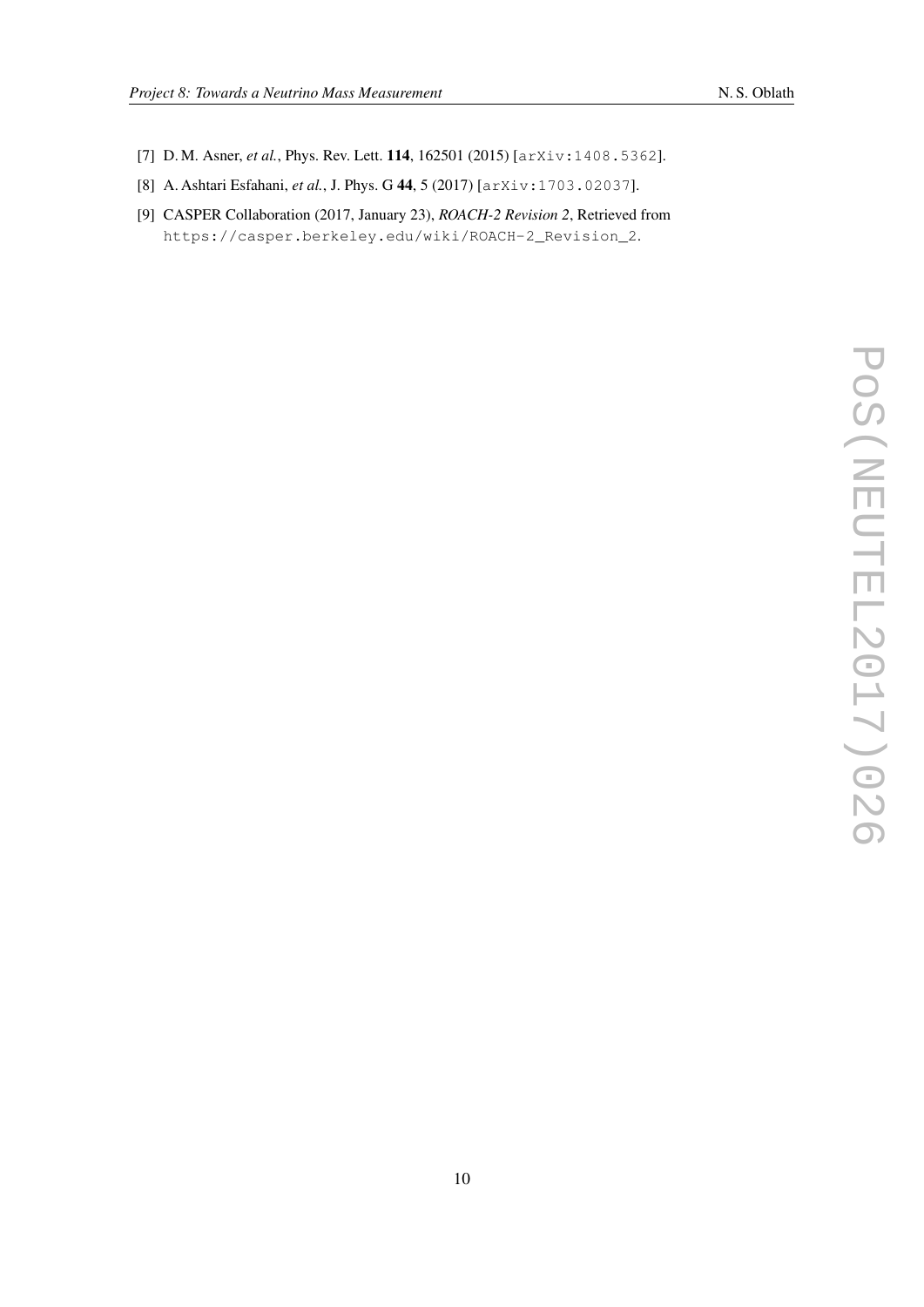[7] D. M. Asner, *et al.*, Phys. Rev. Lett. **114**, 162501 (2015) [arXiv:1408.5362].

[8] A. Ashtari Esfahani, *et al.*, J. Phys. G **44**, 5 (2017) [arXiv:1703.02037].

[9] CASPER Collaboration (2017, January 23), *ROACH-2 Revision 2*, Retrieved from https://casper.berkeley.edu/wiki/ROACH-2_Revision_2.